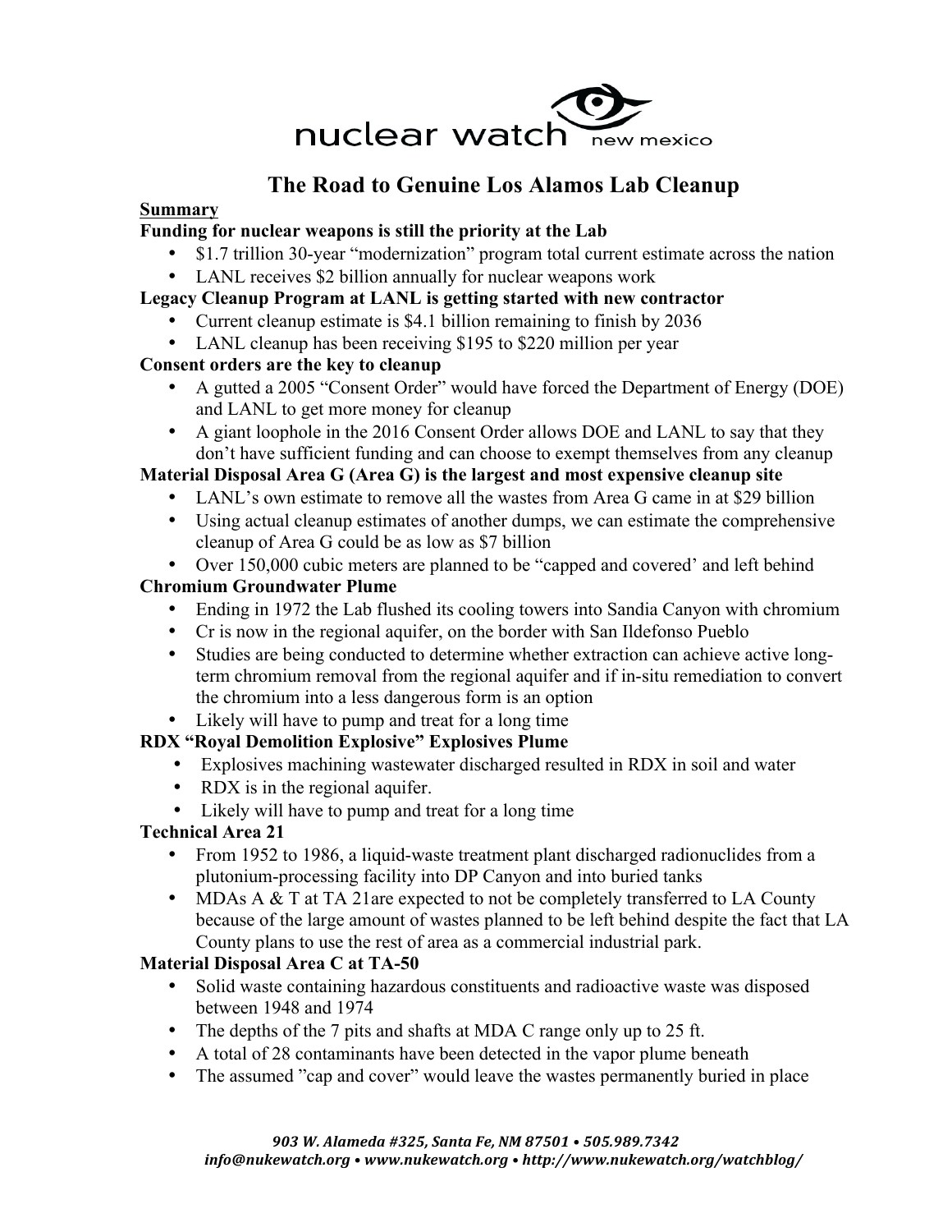nuclear watch new mexico

# The Road to Genuine Los Alamos Lab Cleanup

**Summary**

**Funding for nuclear weapons is still the priority at the Lab**

- $1.7 trillion 30-year "modernization" program total current estimate across the nation
- LANL receives $2 billion annually for nuclear weapons work

**Legacy Cleanup Program at LANL is getting started with new contractor**

- Current cleanup estimate is $4.1 billion remaining to finish by 2036
- LANL cleanup has been receiving $195 to $220 million per year

**Consent orders are the key to cleanup**

- A gutted a 2005 "Consent Order" would have forced the Department of Energy (DOE) and LANL to get more money for cleanup
- A giant loophole in the 2016 Consent Order allows DOE and LANL to say that they don't have sufficient funding and can choose to exempt themselves from any cleanup

**Material Disposal Area G (Area G) is the largest and most expensive cleanup site**

- LANL's own estimate to remove all the wastes from Area G came in at $29 billion
- Using actual cleanup estimates of another dumps, we can estimate the comprehensive cleanup of Area G could be as low as $7 billion
- Over 150,000 cubic meters are planned to be "capped and covered' and left behind

**Chromium Groundwater Plume**

- Ending in 1972 the Lab flushed its cooling towers into Sandia Canyon with chromium
- Cr is now in the regional aquifer, on the border with San Ildefonso Pueblo
- Studies are being conducted to determine whether extraction can achieve active long-term chromium removal from the regional aquifer and if in-situ remediation to convert the chromium into a less dangerous form is an option
- Likely will have to pump and treat for a long time

**RDX "Royal Demolition Explosive" Explosives Plume**

- Explosives machining wastewater discharged resulted in RDX in soil and water
- RDX is in the regional aquifer.
- Likely will have to pump and treat for a long time

**Technical Area 21**

- From 1952 to 1986, a liquid-waste treatment plant discharged radionuclides from a plutonium-processing facility into DP Canyon and into buried tanks
- MDAs A & T at TA 21are expected to not be completely transferred to LA County because of the large amount of wastes planned to be left behind despite the fact that LA County plans to use the rest of area as a commercial industrial park.

**Material Disposal Area C at TA-50**

- Solid waste containing hazardous constituents and radioactive waste was disposed between 1948 and 1974
- The depths of the 7 pits and shafts at MDA C range only up to 25 ft.
- A total of 28 contaminants have been detected in the vapor plume beneath
- The assumed "cap and cover" would leave the wastes permanently buried in place

*903 W. Alameda #325, Santa Fe, NM 87501 • 505.989.7342*
*info@nukewatch.org • www.nukewatch.org • http://www.nukewatch.org/watchblog/*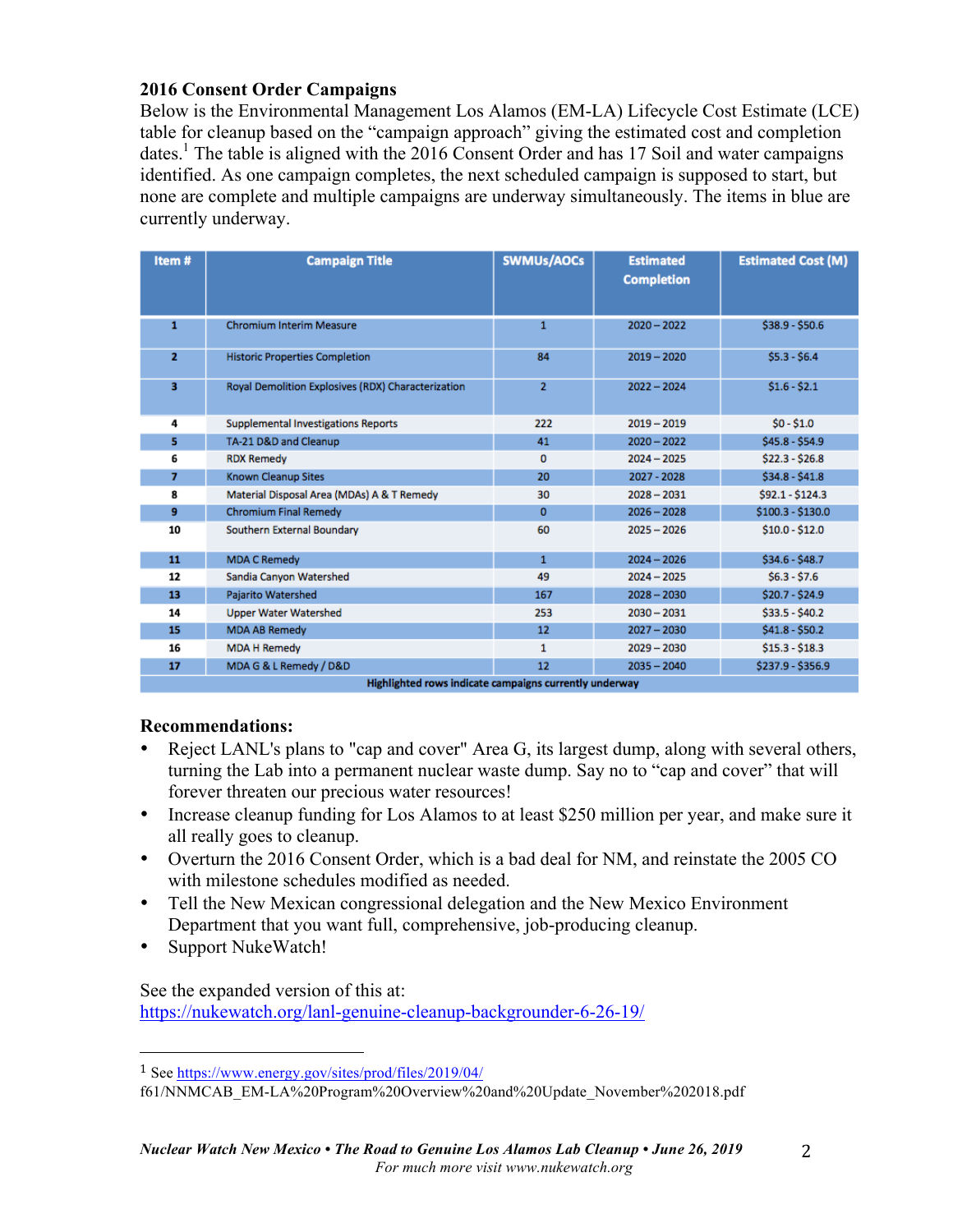### 2016 Consent Order Campaigns

Below is the Environmental Management Los Alamos (EM-LA) Lifecycle Cost Estimate (LCE) table for cleanup based on the "campaign approach" giving the estimated cost and completion dates.[1] The table is aligned with the 2016 Consent Order and has 17 Soil and water campaigns identified. As one campaign completes, the next scheduled campaign is supposed to start, but none are complete and multiple campaigns are underway simultaneously. The items in blue are currently underway.

| Item # | Campaign Title | SWMUs/AOCs | Estimated Completion | Estimated Cost (M) |
|---|---|---|---|---|
| 1 | Chromium Interim Measure | 1 | 2020 – 2022 | $38.9 - $50.6 |
| 2 | Historic Properties Completion | 84 | 2019 – 2020 | $5.3 - $6.4 |
| 3 | Royal Demolition Explosives (RDX) Characterization | 2 | 2022 – 2024 | $1.6 - $2.1 |
| 4 | Supplemental Investigations Reports | 222 | 2019 – 2019 | $0 - $1.0 |
| 5 | TA-21 D&D and Cleanup | 41 | 2020 – 2022 | $45.8 - $54.9 |
| 6 | RDX Remedy | 0 | 2024 – 2025 | $22.3 - $26.8 |
| 7 | Known Cleanup Sites | 20 | 2027 - 2028 | $34.8 - $41.8 |
| 8 | Material Disposal Area (MDAs) A & T Remedy | 30 | 2028 – 2031 | $92.1 - $124.3 |
| 9 | Chromium Final Remedy | 0 | 2026 – 2028 | $100.3 - $130.0 |
| 10 | Southern External Boundary | 60 | 2025 – 2026 | $10.0 - $12.0 |
| 11 | MDA C Remedy | 1 | 2024 – 2026 | $34.6 - $48.7 |
| 12 | Sandia Canyon Watershed | 49 | 2024 – 2025 | $6.3 - $7.6 |
| 13 | Pajarito Watershed | 167 | 2028 – 2030 | $20.7 - $24.9 |
| 14 | Upper Water Watershed | 253 | 2030 – 2031 | $33.5 - $40.2 |
| 15 | MDA AB Remedy | 12 | 2027 – 2030 | $41.8 - $50.2 |
| 16 | MDA H Remedy | 1 | 2029 – 2030 | $15.3 - $18.3 |
| 17 | MDA G & L Remedy / D&D | 12 | 2035 – 2040 | $237.9 - $356.9 |
| Highlighted rows indicate campaigns currently underway | | | | |

**Recommendations:**

- Reject LANL's plans to "cap and cover" Area G, its largest dump, along with several others, turning the Lab into a permanent nuclear waste dump. Say no to "cap and cover" that will forever threaten our precious water resources!
- Increase cleanup funding for Los Alamos to at least $250 million per year, and make sure it all really goes to cleanup.
- Overturn the 2016 Consent Order, which is a bad deal for NM, and reinstate the 2005 CO with milestone schedules modified as needed.
- Tell the New Mexican congressional delegation and the New Mexico Environment Department that you want full, comprehensive, job-producing cleanup.
- Support NukeWatch!

See the expanded version of this at:
https://nukewatch.org/lanl-genuine-cleanup-backgrounder-6-26-19/

[1] See https://www.energy.gov/sites/prod/files/2019/04/f61/NNMCAB_EM-LA%20Program%20Overview%20and%20Update_November%202018.pdf

*Nuclear Watch New Mexico • The Road to Genuine Los Alamos Lab Cleanup • June 26, 2019*
*For much more visit www.nukewatch.org*